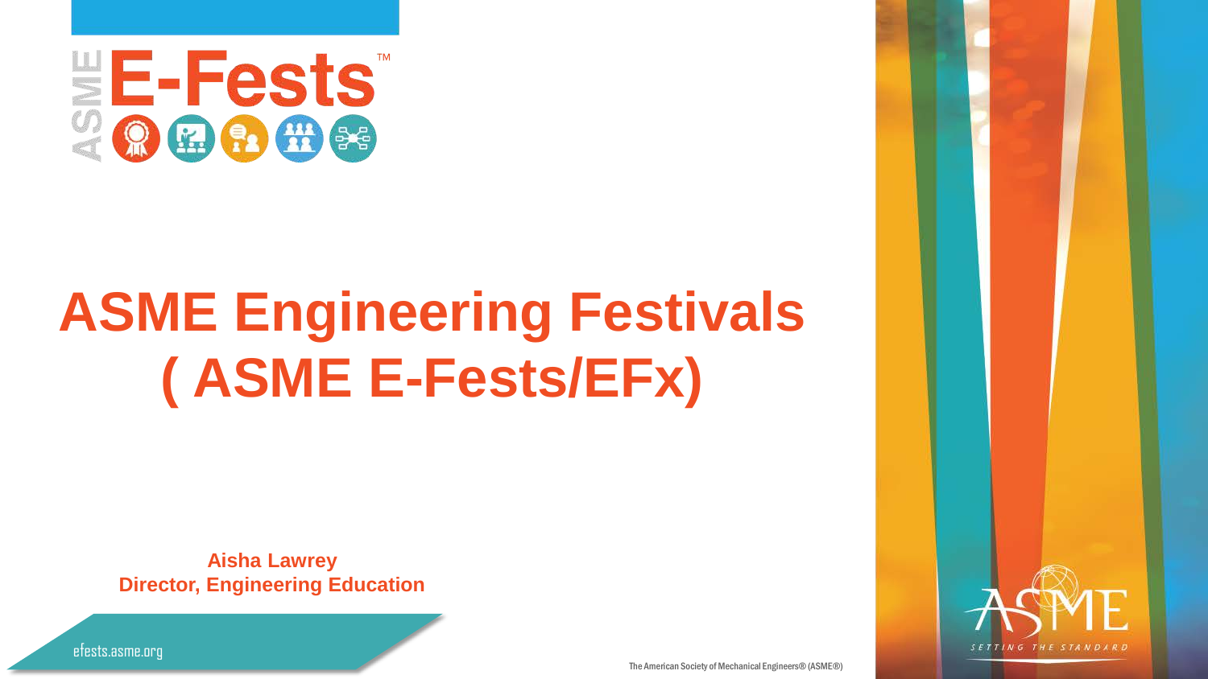ASME E-Fests™

# ASME Engineering Festivals ( ASME E-Fests/EFx)

**Aisha Lawrey**
**Director, Engineering Education**

efests.asme.org

The American Society of Mechanical Engineers® (ASME®)

ASME SETTING THE STANDARD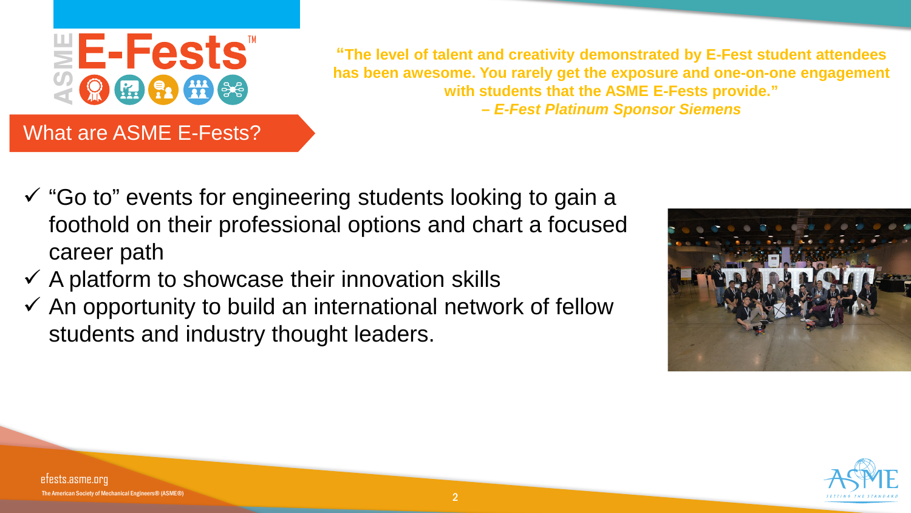## What are ASME E-Fests?

**"The level of talent and creativity demonstrated by E-Fest student attendees has been awesome. You rarely get the exposure and one-on-one engagement with students that the ASME E-Fests provide."**
***– E-Fest Platinum Sponsor Siemens***

- ✓ "Go to" events for engineering students looking to gain a foothold on their professional options and chart a focused career path
- ✓ A platform to showcase their innovation skills
- ✓ An opportunity to build an international network of fellow students and industry thought leaders.

efests.asme.org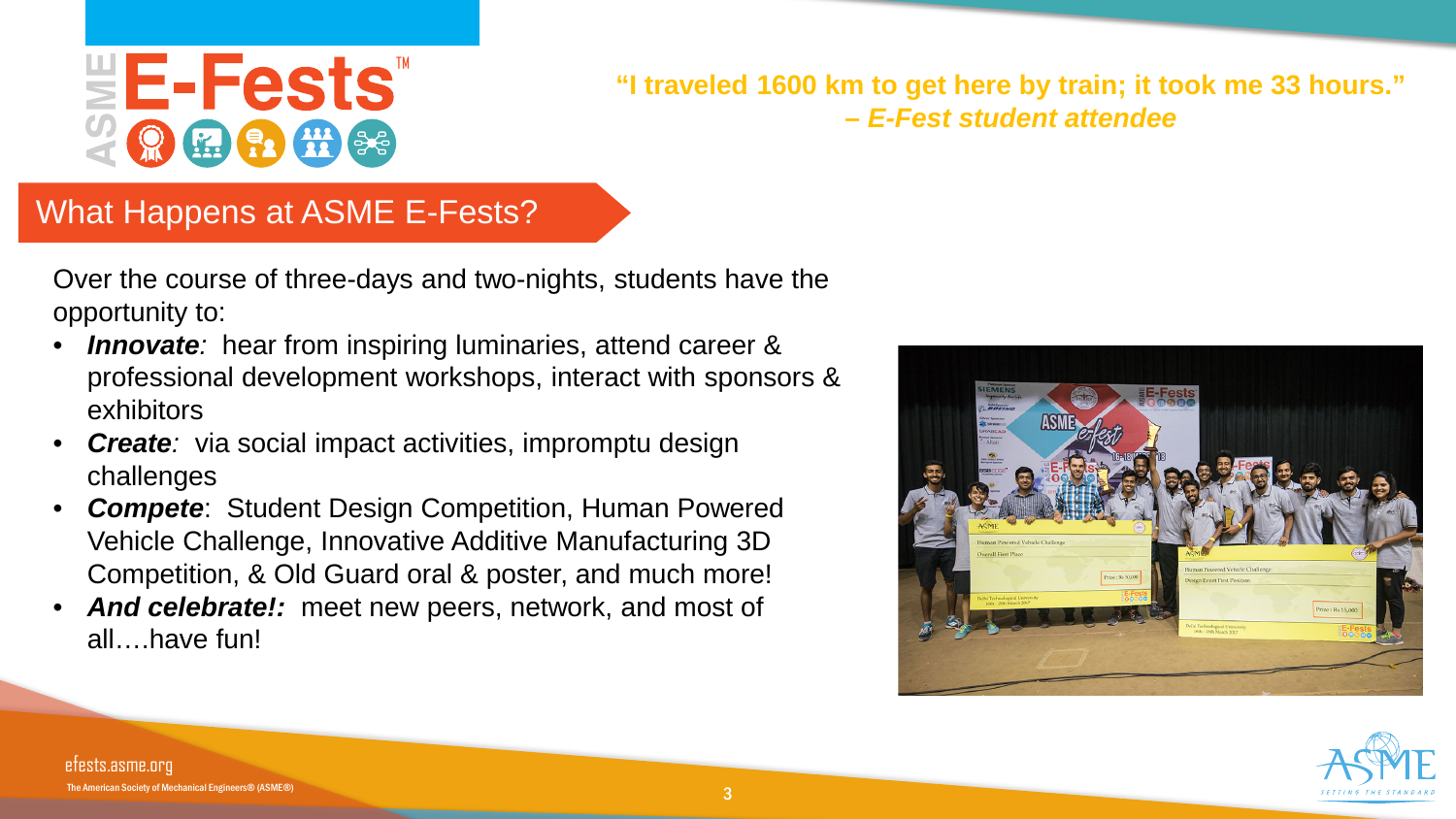**"I traveled 1600 km to get here by train; it took me 33 hours."**
***– E-Fest student attendee***

## What Happens at ASME E-Fests?

Over the course of three-days and two-nights, students have the opportunity to:

- ***Innovate****:* hear from inspiring luminaries, attend career & professional development workshops, interact with sponsors & exhibitors
- ***Create****:* via social impact activities, impromptu design challenges
- ***Compete***: Student Design Competition, Human Powered Vehicle Challenge, Innovative Additive Manufacturing 3D Competition, & Old Guard oral & poster, and much more!
- ***And celebrate!:*** meet new peers, network, and most of all….have fun!

efests.asme.org

The American Society of Mechanical Engineers® (ASME®)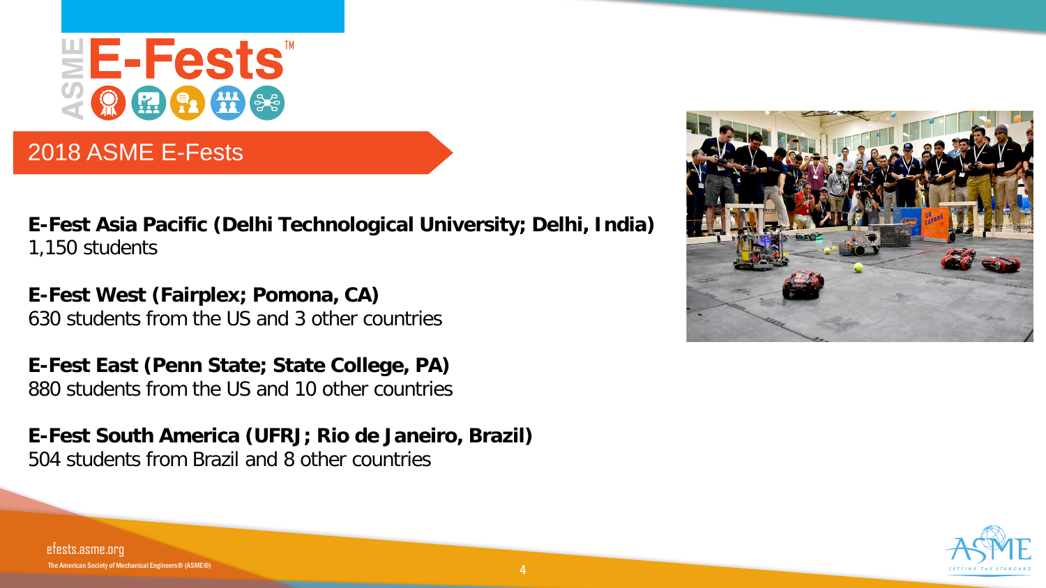## 2018 ASME E-Fests

**E-Fest Asia Pacific (Delhi Technological University; Delhi, India)**
1,150 students

**E-Fest West (Fairplex; Pomona, CA)**
630 students from the US and 3 other countries

**E-Fest East (Penn State; State College, PA)**
880 students from the US and 10 other countries

**E-Fest South America (UFRJ; Rio de Janeiro, Brazil)**
504 students from Brazil and 8 other countries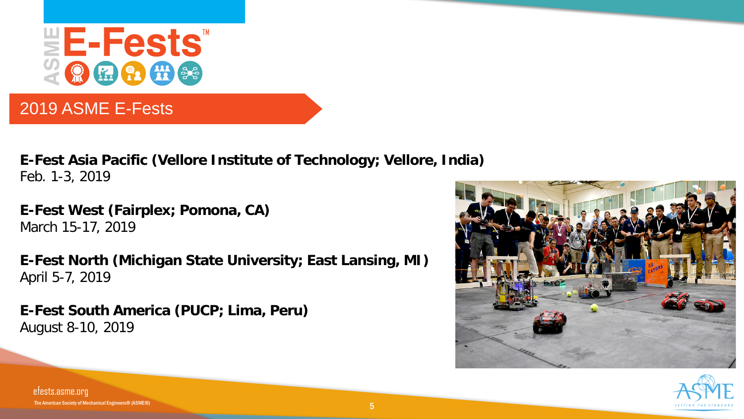# ASME E-Fests

## 2019 ASME E-Fests

**E-Fest Asia Pacific (Vellore Institute of Technology; Vellore, India)**
Feb. 1-3, 2019

**E-Fest West (Fairplex; Pomona, CA)**
March 15-17, 2019

**E-Fest North (Michigan State University; East Lansing, MI)**
April 5-7, 2019

**E-Fest South America (PUCP; Lima, Peru)**
August 8-10, 2019

efests.asme.org

The American Society of Mechanical Engineers® (ASME®)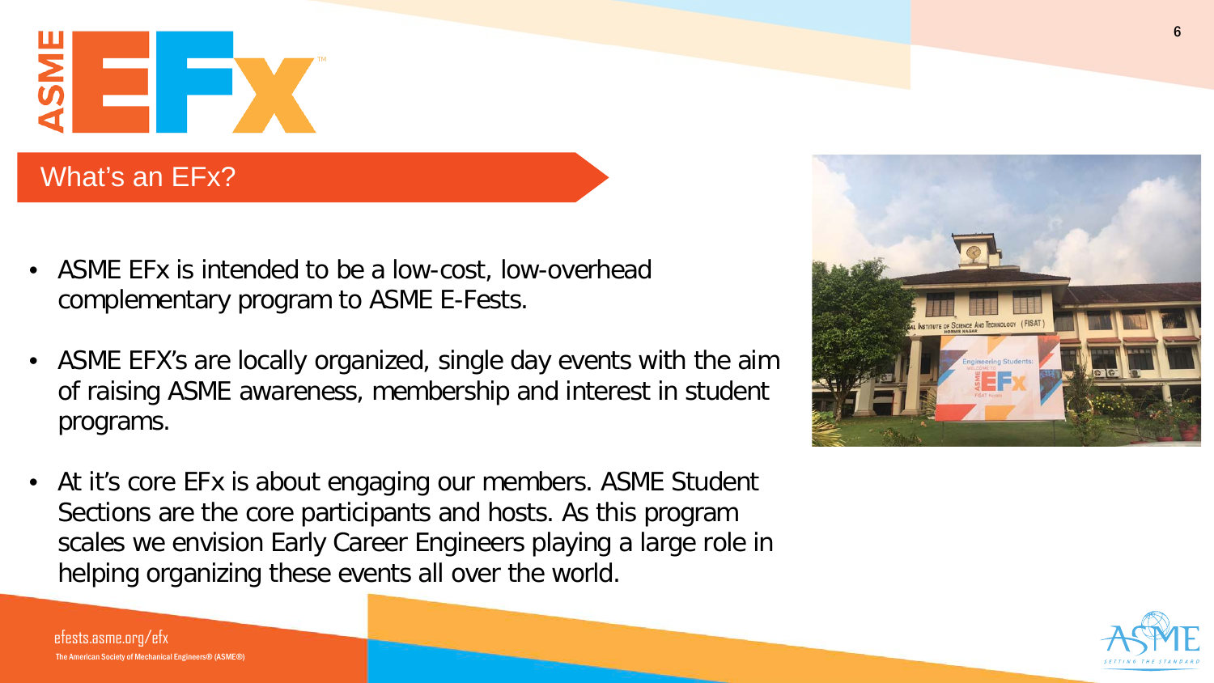## What's an EFx?

- ASME EFx is intended to be a low-cost, low-overhead complementary program to ASME E-Fests.
- ASME EFX's are locally organized, single day events with the aim of raising ASME awareness, membership and interest in student programs.
- At it's core EFx is about engaging our members. ASME Student Sections are the core participants and hosts. As this program scales we envision Early Career Engineers playing a large role in helping organizing these events all over the world.

efests.asme.org/efx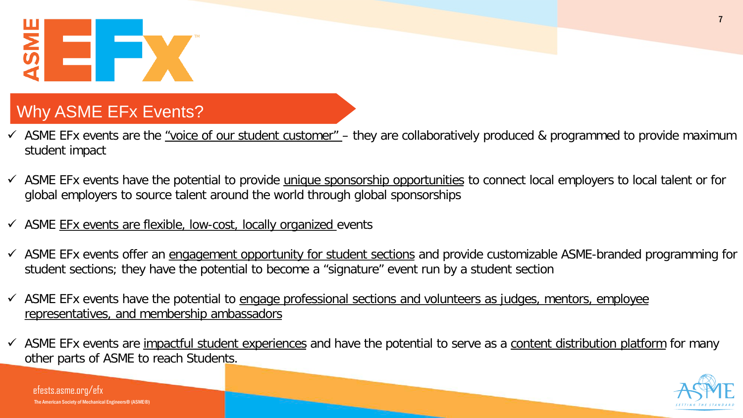## Why ASME EFx Events?

- ✓ ASME EFx events are the “voice of our student customer” – they are collaboratively produced & programmed to provide maximum student impact
- ✓ ASME EFx events have the potential to provide unique sponsorship opportunities to connect local employers to local talent or for global employers to source talent around the world through global sponsorships
- ✓ ASME EFx events are flexible, low-cost, locally organized events
- ✓ ASME EFx events offer an engagement opportunity for student sections and provide customizable ASME-branded programming for student sections; they have the potential to become a “signature” event run by a student section
- ✓ ASME EFx events have the potential to engage professional sections and volunteers as judges, mentors, employee representatives, and membership ambassadors
- ✓ ASME EFx events are impactful student experiences and have the potential to serve as a content distribution platform for many other parts of ASME to reach Students.

efests.asme.org/efx

The American Society of Mechanical Engineers® (ASME®)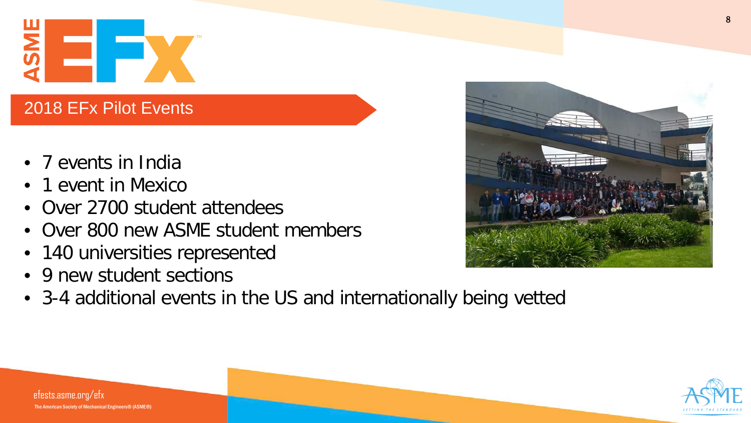## 2018 EFx Pilot Events

- 7 events in India
- 1 event in Mexico
- Over 2700 student attendees
- Over 800 new ASME student members
- 140 universities represented
- 9 new student sections
- 3-4 additional events in the US and internationally being vetted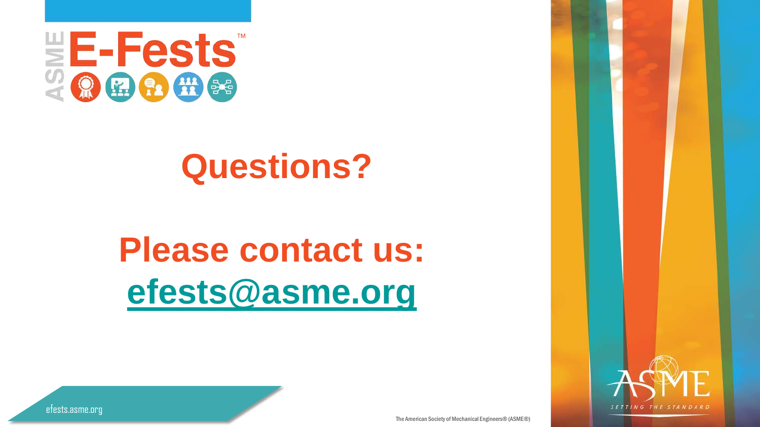# Questions?

# Please contact us: [efests@asme.org](mailto:efests@asme.org)

efests.asme.org

The American Society of Mechanical Engineers® (ASME®)